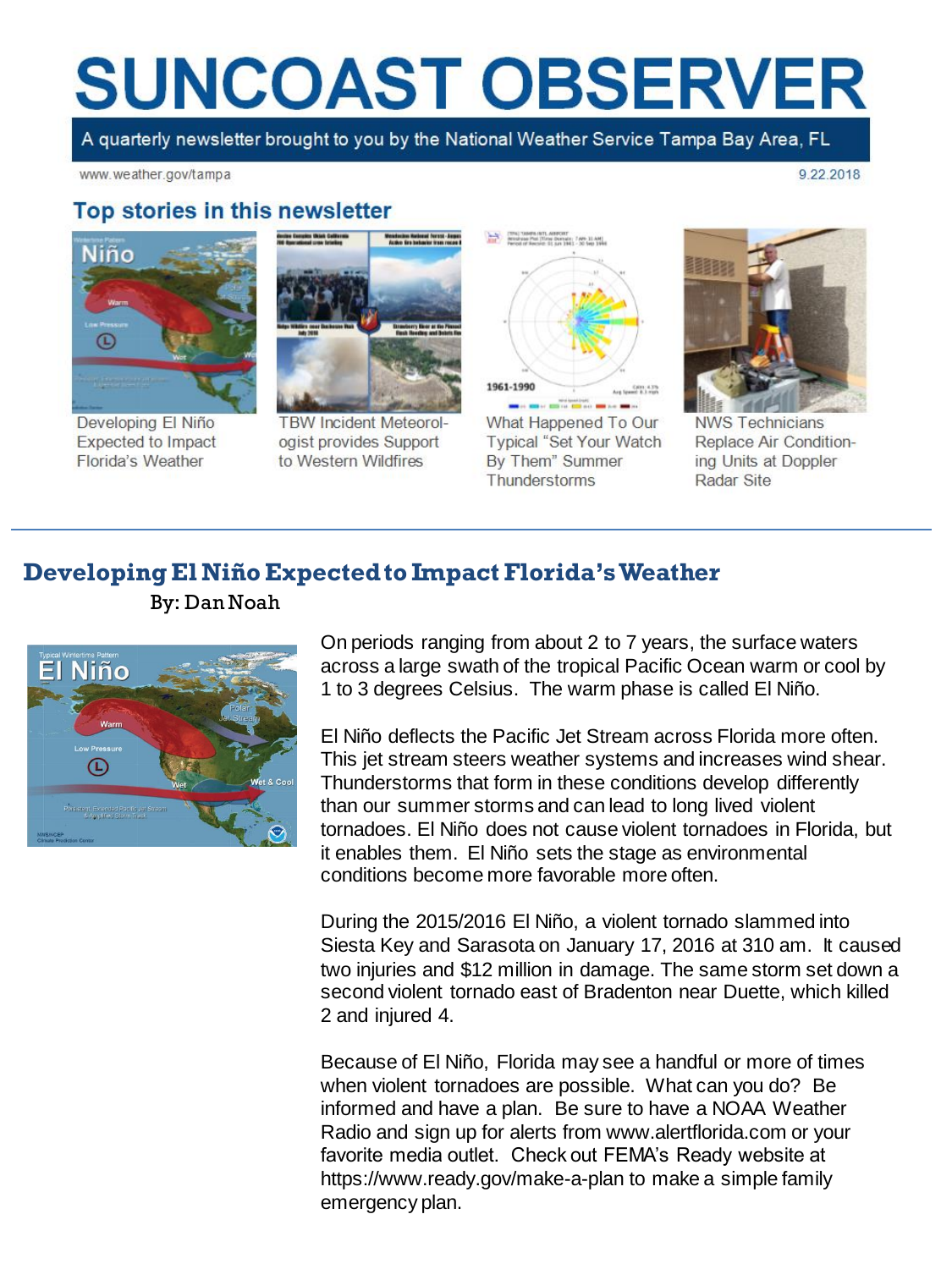# SUNCOAST OBSERVER

A quarterly newsletter brought to you by the National Weather Service Tampa Bay Area, FL

www.weather.gov/tampa

9.22.2018

## Top stories in this newsletter

Developing El Niño Expected to Impact Florida's Weather

TBW Incident Meteorologist provides Support to Western Wildfires

What Happened To Our Typical "Set Your Watch By Them" Summer Thunderstorms

NWS Technicians Replace Air Conditioning Units at Doppler Radar Site

## Developing El Niño Expected to Impact Florida's Weather

By: Dan Noah

On periods ranging from about 2 to 7 years, the surface waters across a large swath of the tropical Pacific Ocean warm or cool by 1 to 3 degrees Celsius. The warm phase is called El Niño.

El Niño deflects the Pacific Jet Stream across Florida more often. This jet stream steers weather systems and increases wind shear. Thunderstorms that form in these conditions develop differently than our summer storms and can lead to long lived violent tornadoes. El Niño does not cause violent tornadoes in Florida, but it enables them. El Niño sets the stage as environmental conditions become more favorable more often.

During the 2015/2016 El Niño, a violent tornado slammed into Siesta Key and Sarasota on January 17, 2016 at 310 am. It caused two injuries and $12 million in damage. The same storm set down a second violent tornado east of Bradenton near Duette, which killed 2 and injured 4.

Because of El Niño, Florida may see a handful or more of times when violent tornadoes are possible. What can you do? Be informed and have a plan. Be sure to have a NOAA Weather Radio and sign up for alerts from www.alertflorida.com or your favorite media outlet. Check out FEMA's Ready website at https://www.ready.gov/make-a-plan to make a simple family emergency plan.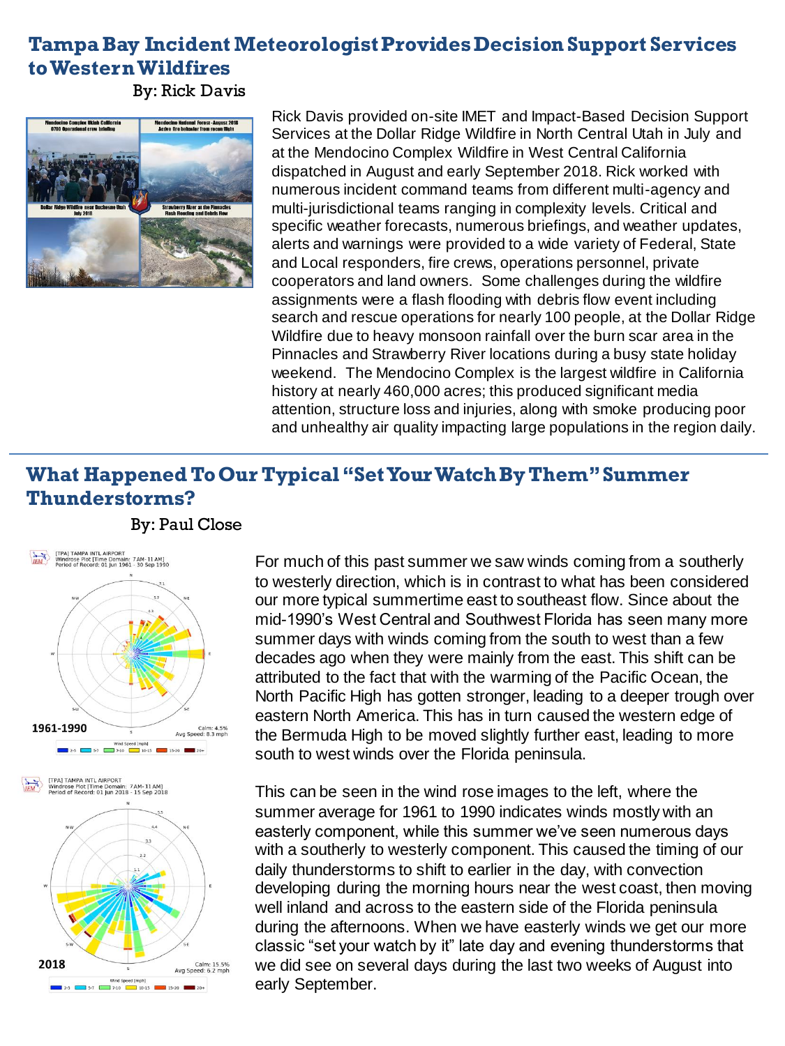## Tampa Bay Incident Meteorologist Provides Decision Support Services to Western Wildfires

By: Rick Davis

Rick Davis provided on-site IMET and Impact-Based Decision Support Services at the Dollar Ridge Wildfire in North Central Utah in July and at the Mendocino Complex Wildfire in West Central California dispatched in August and early September 2018. Rick worked with numerous incident command teams from different multi-agency and multi-jurisdictional teams ranging in complexity levels. Critical and specific weather forecasts, numerous briefings, and weather updates, alerts and warnings were provided to a wide variety of Federal, State and Local responders, fire crews, operations personnel, private cooperators and land owners. Some challenges during the wildfire assignments were a flash flooding with debris flow event including search and rescue operations for nearly 100 people, at the Dollar Ridge Wildfire due to heavy monsoon rainfall over the burn scar area in the Pinnacles and Strawberry River locations during a busy state holiday weekend. The Mendocino Complex is the largest wildfire in California history at nearly 460,000 acres; this produced significant media attention, structure loss and injuries, along with smoke producing poor and unhealthy air quality impacting large populations in the region daily.

## What Happened To Our Typical "Set Your Watch By Them" Summer Thunderstorms?

By: Paul Close

For much of this past summer we saw winds coming from a southerly to westerly direction, which is in contrast to what has been considered our more typical summertime east to southeast flow. Since about the mid-1990's West Central and Southwest Florida has seen many more summer days with winds coming from the south to west than a few decades ago when they were mainly from the east. This shift can be attributed to the fact that with the warming of the Pacific Ocean, the North Pacific High has gotten stronger, leading to a deeper trough over eastern North America. This has in turn caused the western edge of the Bermuda High to be moved slightly further east, leading to more south to west winds over the Florida peninsula.

This can be seen in the wind rose images to the left, where the summer average for 1961 to 1990 indicates winds mostly with an easterly component, while this summer we've seen numerous days with a southerly to westerly component. This caused the timing of our daily thunderstorms to shift to earlier in the day, with convection developing during the morning hours near the west coast, then moving well inland and across to the eastern side of the Florida peninsula during the afternoons. When we have easterly winds we get our more classic "set your watch by it" late day and evening thunderstorms that we did see on several days during the last two weeks of August into early September.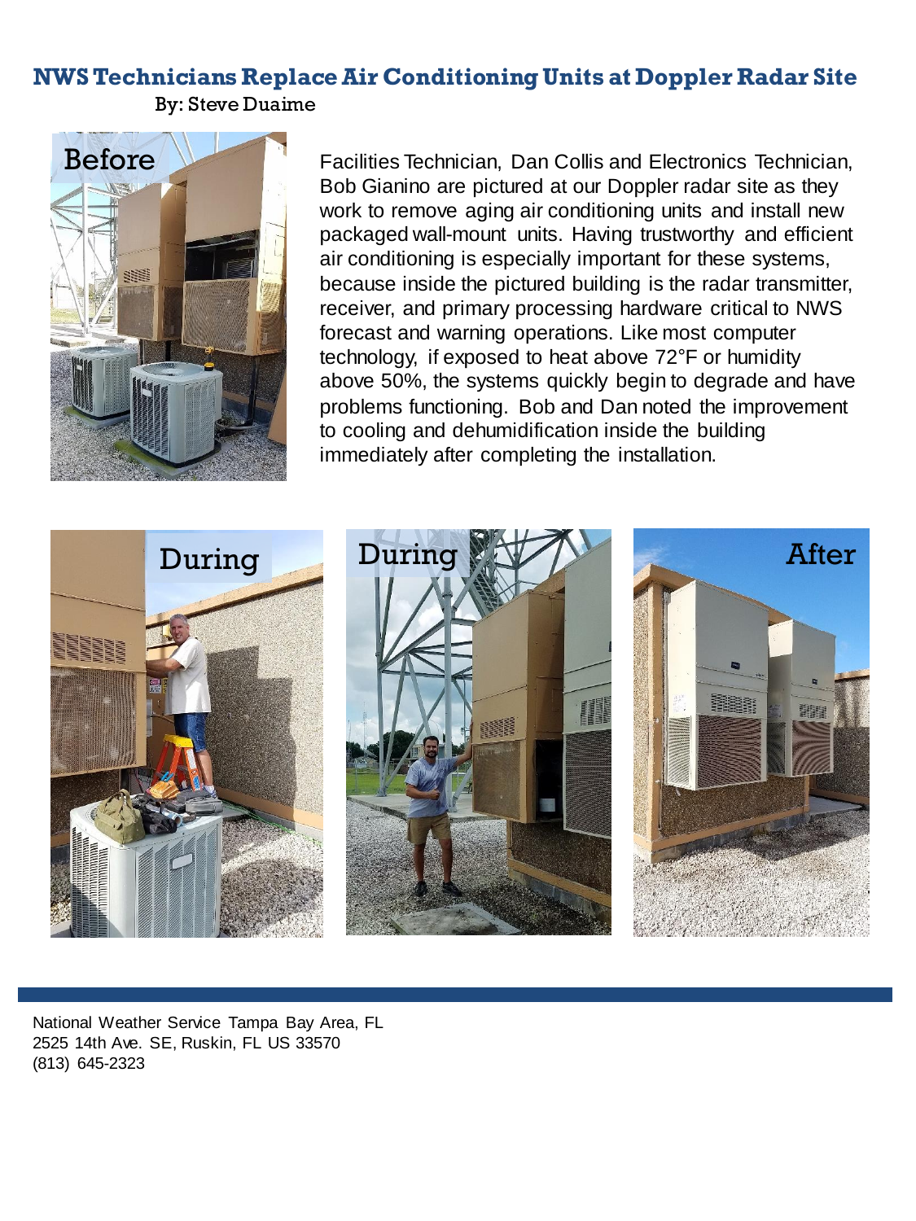## NWS Technicians Replace Air Conditioning Units at Doppler Radar Site

By: Steve Duaime

Facilities Technician, Dan Collis and Electronics Technician, Bob Gianino are pictured at our Doppler radar site as they work to remove aging air conditioning units and install new packaged wall-mount units. Having trustworthy and efficient air conditioning is especially important for these systems, because inside the pictured building is the radar transmitter, receiver, and primary processing hardware critical to NWS forecast and warning operations. Like most computer technology, if exposed to heat above 72°F or humidity above 50%, the systems quickly begin to degrade and have problems functioning. Bob and Dan noted the improvement to cooling and dehumidification inside the building immediately after completing the installation.

Before

During

During

After

National Weather Service Tampa Bay Area, FL
2525 14th Ave. SE, Ruskin, FL US 33570
(813) 645-2323